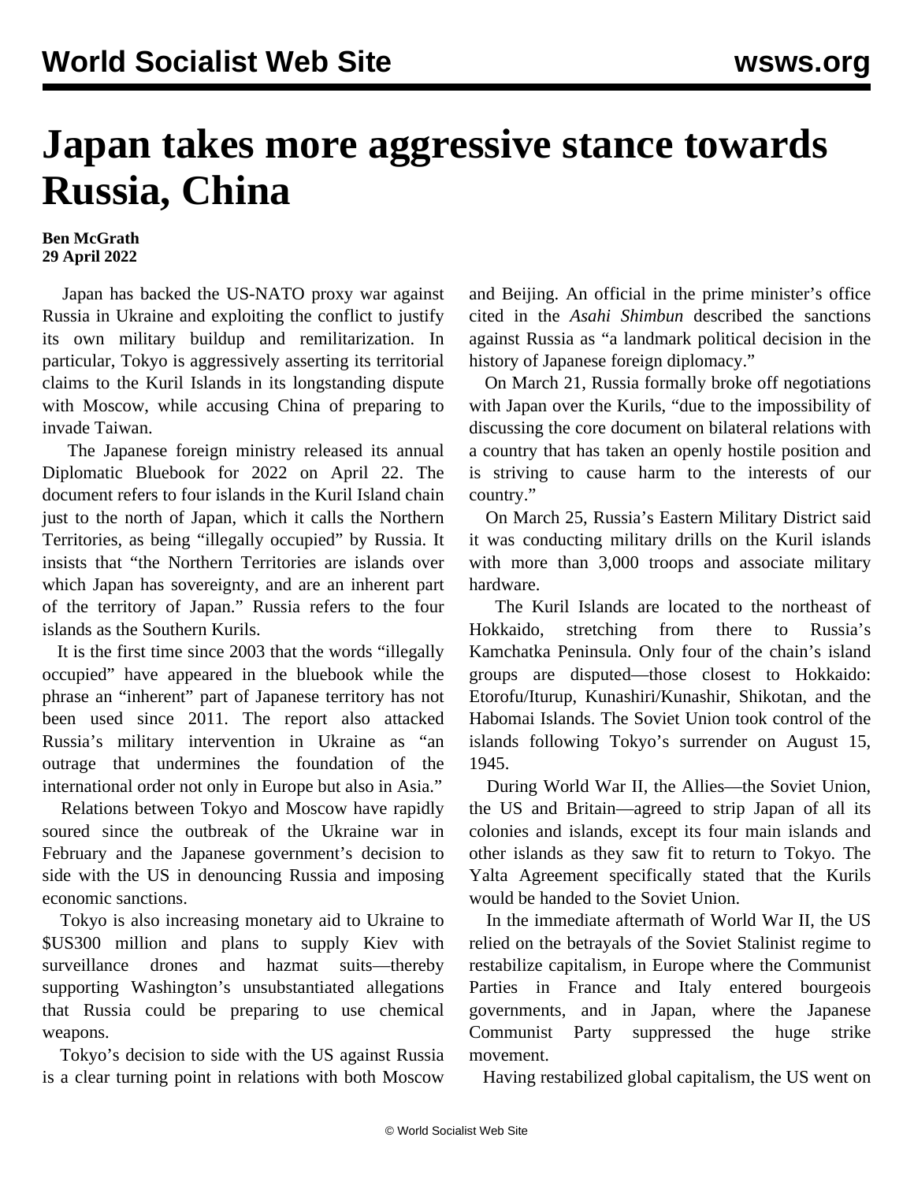# Japan takes more aggressive stance towards Russia, China

**Ben McGrath**
**29 April 2022**

Japan has backed the US-NATO proxy war against Russia in Ukraine and exploiting the conflict to justify its own military buildup and remilitarization. In particular, Tokyo is aggressively asserting its territorial claims to the Kuril Islands in its longstanding dispute with Moscow, while accusing China of preparing to invade Taiwan.

The Japanese foreign ministry released its annual Diplomatic Bluebook for 2022 on April 22. The document refers to four islands in the Kuril Island chain just to the north of Japan, which it calls the Northern Territories, as being "illegally occupied" by Russia. It insists that "the Northern Territories are islands over which Japan has sovereignty, and are an inherent part of the territory of Japan." Russia refers to the four islands as the Southern Kurils.

It is the first time since 2003 that the words "illegally occupied" have appeared in the bluebook while the phrase an "inherent" part of Japanese territory has not been used since 2011. The report also attacked Russia's military intervention in Ukraine as "an outrage that undermines the foundation of the international order not only in Europe but also in Asia."

Relations between Tokyo and Moscow have rapidly soured since the outbreak of the Ukraine war in February and the Japanese government's decision to side with the US in denouncing Russia and imposing economic sanctions.

Tokyo is also increasing monetary aid to Ukraine to $US300 million and plans to supply Kiev with surveillance drones and hazmat suits—thereby supporting Washington's unsubstantiated allegations that Russia could be preparing to use chemical weapons.

Tokyo's decision to side with the US against Russia is a clear turning point in relations with both Moscow and Beijing. An official in the prime minister's office cited in the *Asahi Shimbun* described the sanctions against Russia as "a landmark political decision in the history of Japanese foreign diplomacy."

On March 21, Russia formally broke off negotiations with Japan over the Kurils, "due to the impossibility of discussing the core document on bilateral relations with a country that has taken an openly hostile position and is striving to cause harm to the interests of our country."

On March 25, Russia's Eastern Military District said it was conducting military drills on the Kuril islands with more than 3,000 troops and associate military hardware.

The Kuril Islands are located to the northeast of Hokkaido, stretching from there to Russia's Kamchatka Peninsula. Only four of the chain's island groups are disputed—those closest to Hokkaido: Etorofu/Iturup, Kunashiri/Kunashir, Shikotan, and the Habomai Islands. The Soviet Union took control of the islands following Tokyo's surrender on August 15, 1945.

During World War II, the Allies—the Soviet Union, the US and Britain—agreed to strip Japan of all its colonies and islands, except its four main islands and other islands as they saw fit to return to Tokyo. The Yalta Agreement specifically stated that the Kurils would be handed to the Soviet Union.

In the immediate aftermath of World War II, the US relied on the betrayals of the Soviet Stalinist regime to restabilize capitalism, in Europe where the Communist Parties in France and Italy entered bourgeois governments, and in Japan, where the Japanese Communist Party suppressed the huge strike movement.

Having restabilized global capitalism, the US went on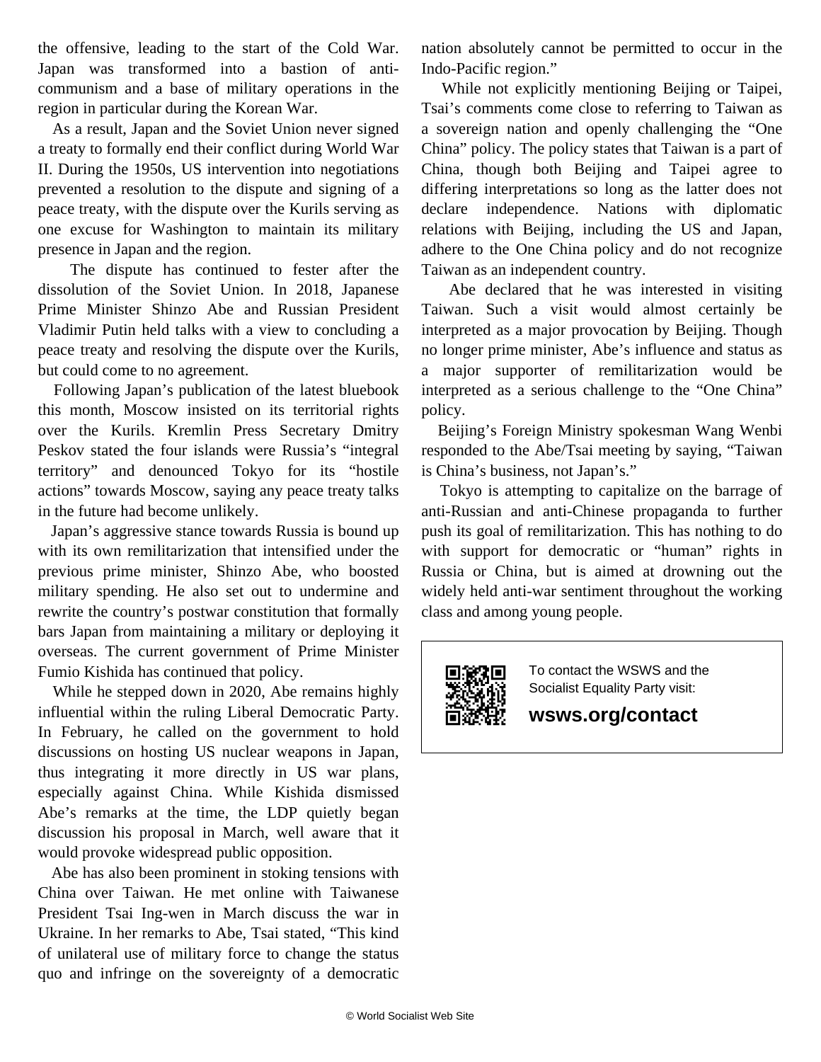the offensive, leading to the start of the Cold War. Japan was transformed into a bastion of anti-communism and a base of military operations in the region in particular during the Korean War.

As a result, Japan and the Soviet Union never signed a treaty to formally end their conflict during World War II. During the 1950s, US intervention into negotiations prevented a resolution to the dispute and signing of a peace treaty, with the dispute over the Kurils serving as one excuse for Washington to maintain its military presence in Japan and the region.

The dispute has continued to fester after the dissolution of the Soviet Union. In 2018, Japanese Prime Minister Shinzo Abe and Russian President Vladimir Putin held talks with a view to concluding a peace treaty and resolving the dispute over the Kurils, but could come to no agreement.

Following Japan's publication of the latest bluebook this month, Moscow insisted on its territorial rights over the Kurils. Kremlin Press Secretary Dmitry Peskov stated the four islands were Russia's "integral territory" and denounced Tokyo for its "hostile actions" towards Moscow, saying any peace treaty talks in the future had become unlikely.

Japan's aggressive stance towards Russia is bound up with its own remilitarization that intensified under the previous prime minister, Shinzo Abe, who boosted military spending. He also set out to undermine and rewrite the country's postwar constitution that formally bars Japan from maintaining a military or deploying it overseas. The current government of Prime Minister Fumio Kishida has continued that policy.

While he stepped down in 2020, Abe remains highly influential within the ruling Liberal Democratic Party. In February, he called on the government to hold discussions on hosting US nuclear weapons in Japan, thus integrating it more directly in US war plans, especially against China. While Kishida dismissed Abe's remarks at the time, the LDP quietly began discussion his proposal in March, well aware that it would provoke widespread public opposition.

Abe has also been prominent in stoking tensions with China over Taiwan. He met online with Taiwanese President Tsai Ing-wen in March discuss the war in Ukraine. In her remarks to Abe, Tsai stated, "This kind of unilateral use of military force to change the status quo and infringe on the sovereignty of a democratic nation absolutely cannot be permitted to occur in the Indo-Pacific region."

While not explicitly mentioning Beijing or Taipei, Tsai's comments come close to referring to Taiwan as a sovereign nation and openly challenging the "One China" policy. The policy states that Taiwan is a part of China, though both Beijing and Taipei agree to differing interpretations so long as the latter does not declare independence. Nations with diplomatic relations with Beijing, including the US and Japan, adhere to the One China policy and do not recognize Taiwan as an independent country.

Abe declared that he was interested in visiting Taiwan. Such a visit would almost certainly be interpreted as a major provocation by Beijing. Though no longer prime minister, Abe's influence and status as a major supporter of remilitarization would be interpreted as a serious challenge to the "One China" policy.

Beijing's Foreign Ministry spokesman Wang Wenbi responded to the Abe/Tsai meeting by saying, "Taiwan is China's business, not Japan's."

Tokyo is attempting to capitalize on the barrage of anti-Russian and anti-Chinese propaganda to further push its goal of remilitarization. This has nothing to do with support for democratic or "human" rights in Russia or China, but is aimed at drowning out the widely held anti-war sentiment throughout the working class and among young people.

To contact the WSWS and the Socialist Equality Party visit:

**wsws.org/contact**